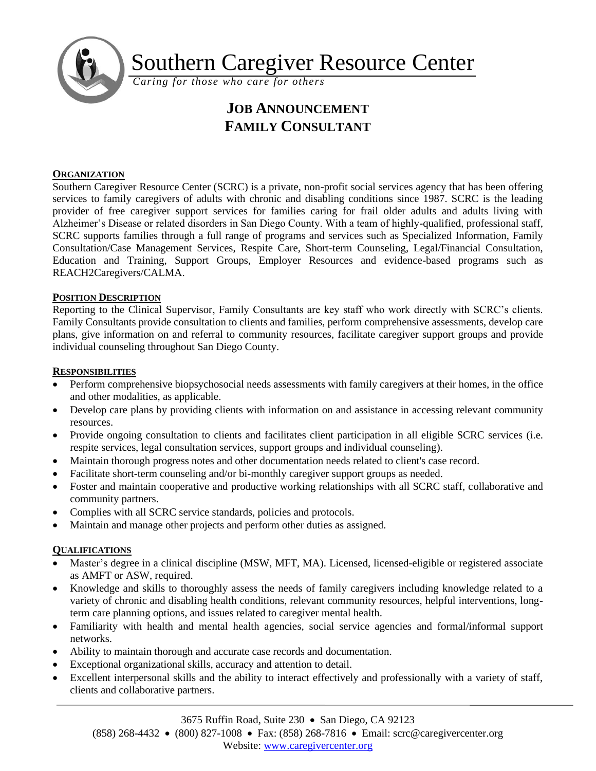# Southern Caregiver Resource Center

*Caring for those who care for others*

## JOB ANNOUNCEMENT
## FAMILY CONSULTANT

### ORGANIZATION

Southern Caregiver Resource Center (SCRC) is a private, non-profit social services agency that has been offering services to family caregivers of adults with chronic and disabling conditions since 1987. SCRC is the leading provider of free caregiver support services for families caring for frail older adults and adults living with Alzheimer's Disease or related disorders in San Diego County. With a team of highly-qualified, professional staff, SCRC supports families through a full range of programs and services such as Specialized Information, Family Consultation/Case Management Services, Respite Care, Short-term Counseling, Legal/Financial Consultation, Education and Training, Support Groups, Employer Resources and evidence-based programs such as REACH2Caregivers/CALMA.

### POSITION DESCRIPTION

Reporting to the Clinical Supervisor, Family Consultants are key staff who work directly with SCRC's clients. Family Consultants provide consultation to clients and families, perform comprehensive assessments, develop care plans, give information on and referral to community resources, facilitate caregiver support groups and provide individual counseling throughout San Diego County.

### RESPONSIBILITIES

- Perform comprehensive biopsychosocial needs assessments with family caregivers at their homes, in the office and other modalities, as applicable.
- Develop care plans by providing clients with information on and assistance in accessing relevant community resources.
- Provide ongoing consultation to clients and facilitates client participation in all eligible SCRC services (i.e. respite services, legal consultation services, support groups and individual counseling).
- Maintain thorough progress notes and other documentation needs related to client's case record.
- Facilitate short-term counseling and/or bi-monthly caregiver support groups as needed.
- Foster and maintain cooperative and productive working relationships with all SCRC staff, collaborative and community partners.
- Complies with all SCRC service standards, policies and protocols.
- Maintain and manage other projects and perform other duties as assigned.

### QUALIFICATIONS

- Master's degree in a clinical discipline (MSW, MFT, MA). Licensed, licensed-eligible or registered associate as AMFT or ASW, required.
- Knowledge and skills to thoroughly assess the needs of family caregivers including knowledge related to a variety of chronic and disabling health conditions, relevant community resources, helpful interventions, long-term care planning options, and issues related to caregiver mental health.
- Familiarity with health and mental health agencies, social service agencies and formal/informal support networks.
- Ability to maintain thorough and accurate case records and documentation.
- Exceptional organizational skills, accuracy and attention to detail.
- Excellent interpersonal skills and the ability to interact effectively and professionally with a variety of staff, clients and collaborative partners.

3675 Ruffin Road, Suite 230 • San Diego, CA 92123
(858) 268-4432 • (800) 827-1008 • Fax: (858) 268-7816 • Email: scrc@caregivercenter.org
Website: www.caregivercenter.org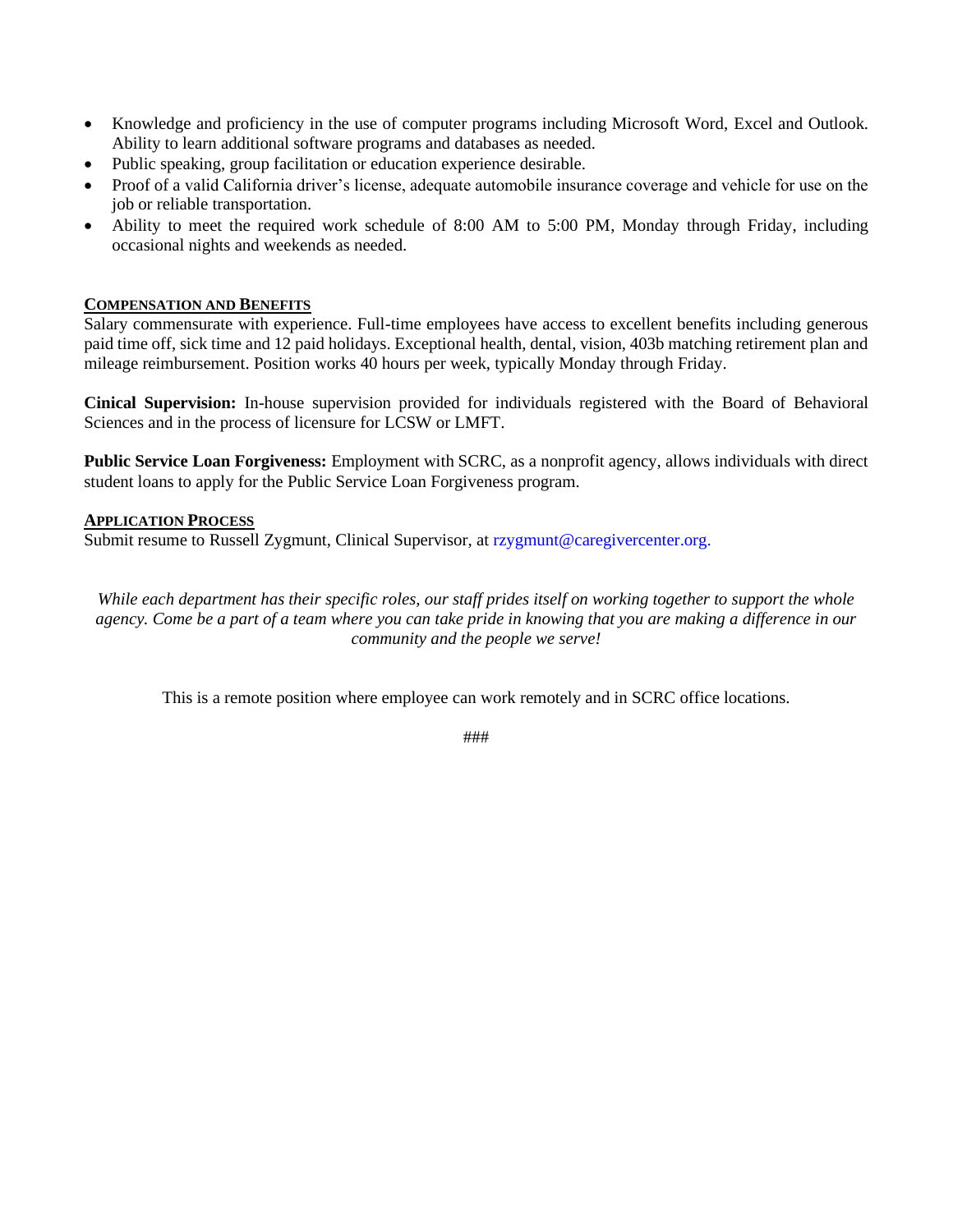- Knowledge and proficiency in the use of computer programs including Microsoft Word, Excel and Outlook. Ability to learn additional software programs and databases as needed.
- Public speaking, group facilitation or education experience desirable.
- Proof of a valid California driver's license, adequate automobile insurance coverage and vehicle for use on the job or reliable transportation.
- Ability to meet the required work schedule of 8:00 AM to 5:00 PM, Monday through Friday, including occasional nights and weekends as needed.

## COMPENSATION AND BENEFITS

Salary commensurate with experience. Full-time employees have access to excellent benefits including generous paid time off, sick time and 12 paid holidays. Exceptional health, dental, vision, 403b matching retirement plan and mileage reimbursement. Position works 40 hours per week, typically Monday through Friday.

**Cinical Supervision:** In-house supervision provided for individuals registered with the Board of Behavioral Sciences and in the process of licensure for LCSW or LMFT.

**Public Service Loan Forgiveness:** Employment with SCRC, as a nonprofit agency, allows individuals with direct student loans to apply for the Public Service Loan Forgiveness program.

## APPLICATION PROCESS

Submit resume to Russell Zygmunt, Clinical Supervisor, at rzygmunt@caregivercenter.org.

*While each department has their specific roles, our staff prides itself on working together to support the whole agency. Come be a part of a team where you can take pride in knowing that you are making a difference in our community and the people we serve!*

This is a remote position where employee can work remotely and in SCRC office locations.

###